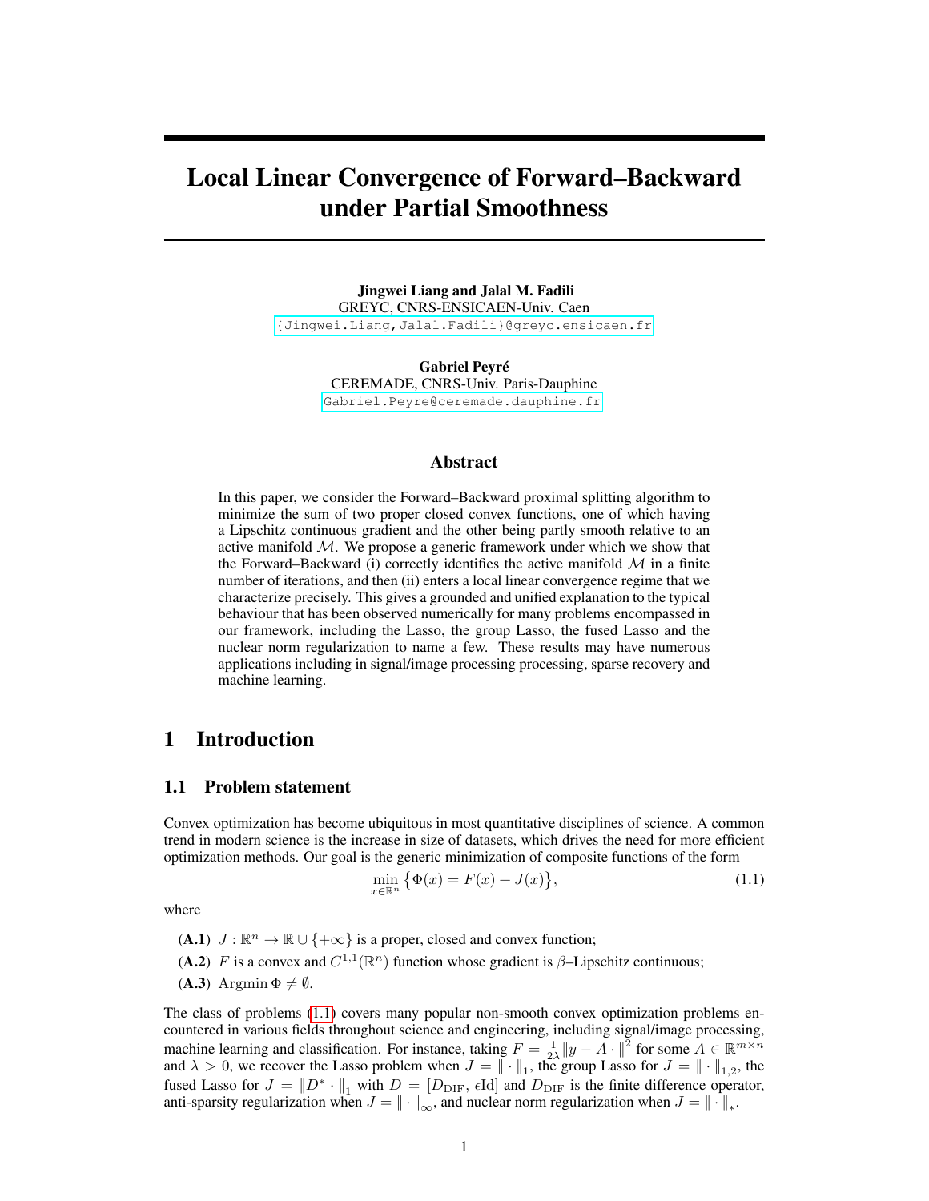# Local Linear Convergence of Forward–Backward under Partial Smoothness

**Jingwei Liang and Jalal M. Fadili**
GREYC, CNRS-ENSICAEN-Univ. Caen
{Jingwei.Liang,Jalal.Fadili}@greyc.ensicaen.fr

**Gabriel Peyré**
CEREMADE, CNRS-Univ. Paris-Dauphine
Gabriel.Peyre@ceremade.dauphine.fr

## Abstract

In this paper, we consider the Forward–Backward proximal splitting algorithm to minimize the sum of two proper closed convex functions, one of which having a Lipschitz continuous gradient and the other being partly smooth relative to an active manifold $\mathcal{M}$. We propose a generic framework under which we show that the Forward–Backward (i) correctly identifies the active manifold $\mathcal{M}$ in a finite number of iterations, and then (ii) enters a local linear convergence regime that we characterize precisely. This gives a grounded and unified explanation to the typical behaviour that has been observed numerically for many problems encompassed in our framework, including the Lasso, the group Lasso, the fused Lasso and the nuclear norm regularization to name a few. These results may have numerous applications including in signal/image processing processing, sparse recovery and machine learning.

## 1 Introduction

### 1.1 Problem statement

Convex optimization has become ubiquitous in most quantitative disciplines of science. A common trend in modern science is the increase in size of datasets, which drives the need for more efficient optimization methods. Our goal is the generic minimization of composite functions of the form

$$\min_{x \in \mathbb{R}^n} \big\{ \Phi(x) = F(x) + J(x) \big\}, \tag{1.1}$$

where

- **(A.1)** $J : \mathbb{R}^n \to \mathbb{R} \cup \{+\infty\}$ is a proper, closed and convex function;
- **(A.2)** $F$ is a convex and $C^{1,1}(\mathbb{R}^n)$ function whose gradient is $\beta$–Lipschitz continuous;
- **(A.3)** $\operatorname{Argmin} \Phi \neq \emptyset$.

The class of problems (1.1) covers many popular non-smooth convex optimization problems encountered in various fields throughout science and engineering, including signal/image processing, machine learning and classification. For instance, taking $F = \frac{1}{2\lambda}\|y - A \cdot\|^2$ for some $A \in \mathbb{R}^{m \times n}$ and $\lambda > 0$, we recover the Lasso problem when $J = \|\cdot\|_1$, the group Lasso for $J = \|\cdot\|_{1,2}$, the fused Lasso for $J = \|D^* \cdot\|_1$ with $D = [D_{\mathrm{DIF}}, \epsilon \mathrm{Id}]$ and $D_{\mathrm{DIF}}$ is the finite difference operator, anti-sparsity regularization when $J = \|\cdot\|_\infty$, and nuclear norm regularization when $J = \|\cdot\|_*$.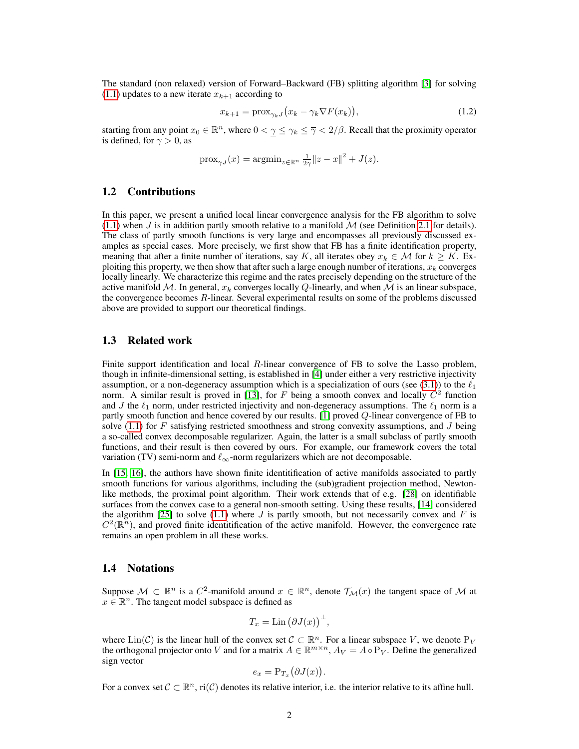The standard (non relaxed) version of Forward–Backward (FB) splitting algorithm [3] for solving (1.1) updates to a new iterate $x_{k+1}$ according to

$$x_{k+1} = \operatorname{prox}_{\gamma_k J}\big(x_k - \gamma_k \nabla F(x_k)\big), \tag{1.2}$$

starting from any point $x_0 \in \mathbb{R}^n$, where $0 < \underline{\gamma} \leq \gamma_k \leq \overline{\gamma} < 2/\beta$. Recall that the proximity operator is defined, for $\gamma > 0$, as

$$\operatorname{prox}_{\gamma J}(x) = \operatorname{argmin}_{z \in \mathbb{R}^n} \tfrac{1}{2\gamma}\|z - x\|^2 + J(z).$$

## 1.2 Contributions

In this paper, we present a unified local linear convergence analysis for the FB algorithm to solve (1.1) when $J$ is in addition partly smooth relative to a manifold $\mathcal{M}$ (see Definition 2.1 for details). The class of partly smooth functions is very large and encompasses all previously discussed examples as special cases. More precisely, we first show that FB has a finite identification property, meaning that after a finite number of iterations, say $K$, all iterates obey $x_k \in \mathcal{M}$ for $k \geq K$. Exploiting this property, we then show that after such a large enough number of iterations, $x_k$ converges locally linearly. We characterize this regime and the rates precisely depending on the structure of the active manifold $\mathcal{M}$. In general, $x_k$ converges locally $Q$-linearly, and when $\mathcal{M}$ is an linear subspace, the convergence becomes $R$-linear. Several experimental results on some of the problems discussed above are provided to support our theoretical findings.

## 1.3 Related work

Finite support identification and local $R$-linear convergence of FB to solve the Lasso problem, though in infinite-dimensional setting, is established in [4] under either a very restrictive injectivity assumption, or a non-degeneracy assumption which is a specialization of ours (see (3.1)) to the $\ell_1$ norm. A similar result is proved in [13], for $F$ being a smooth convex and locally $C^2$ function and $J$ the $\ell_1$ norm, under restricted injectivity and non-degeneracy assumptions. The $\ell_1$ norm is a partly smooth function and hence covered by our results. [1] proved $Q$-linear convergence of FB to solve (1.1) for $F$ satisfying restricted smoothness and strong convexity assumptions, and $J$ being a so-called convex decomposable regularizer. Again, the latter is a small subclass of partly smooth functions, and their result is then covered by ours. For example, our framework covers the total variation (TV) semi-norm and $\ell_\infty$-norm regularizers which are not decomposable.

In [15, 16], the authors have shown finite identitification of active manifolds associated to partly smooth functions for various algorithms, including the (sub)gradient projection method, Newton-like methods, the proximal point algorithm. Their work extends that of e.g. [28] on identifiable surfaces from the convex case to a general non-smooth setting. Using these results, [14] considered the algorithm [25] to solve (1.1) where $J$ is partly smooth, but not necessarily convex and $F$ is $C^2(\mathbb{R}^n)$, and proved finite identitification of the active manifold. However, the convergence rate remains an open problem in all these works.

## 1.4 Notations

Suppose $\mathcal{M} \subset \mathbb{R}^n$ is a $C^2$-manifold around $x \in \mathbb{R}^n$, denote $\mathcal{T}_{\mathcal{M}}(x)$ the tangent space of $\mathcal{M}$ at $x \in \mathbb{R}^n$. The tangent model subspace is defined as

$$T_x = \operatorname{Lin}\big(\partial J(x)\big)^{\perp},$$

where $\operatorname{Lin}(\mathcal{C})$ is the linear hull of the convex set $\mathcal{C} \subset \mathbb{R}^n$. For a linear subspace $V$, we denote $\mathrm{P}_V$ the orthogonal projector onto $V$ and for a matrix $A \in \mathbb{R}^{m \times n}$, $A_V = A \circ \mathrm{P}_V$. Define the generalized sign vector

$$e_x = \mathrm{P}_{T_x}\big(\partial J(x)\big).$$

For a convex set $\mathcal{C} \subset \mathbb{R}^n$, $\operatorname{ri}(\mathcal{C})$ denotes its relative interior, i.e. the interior relative to its affine hull.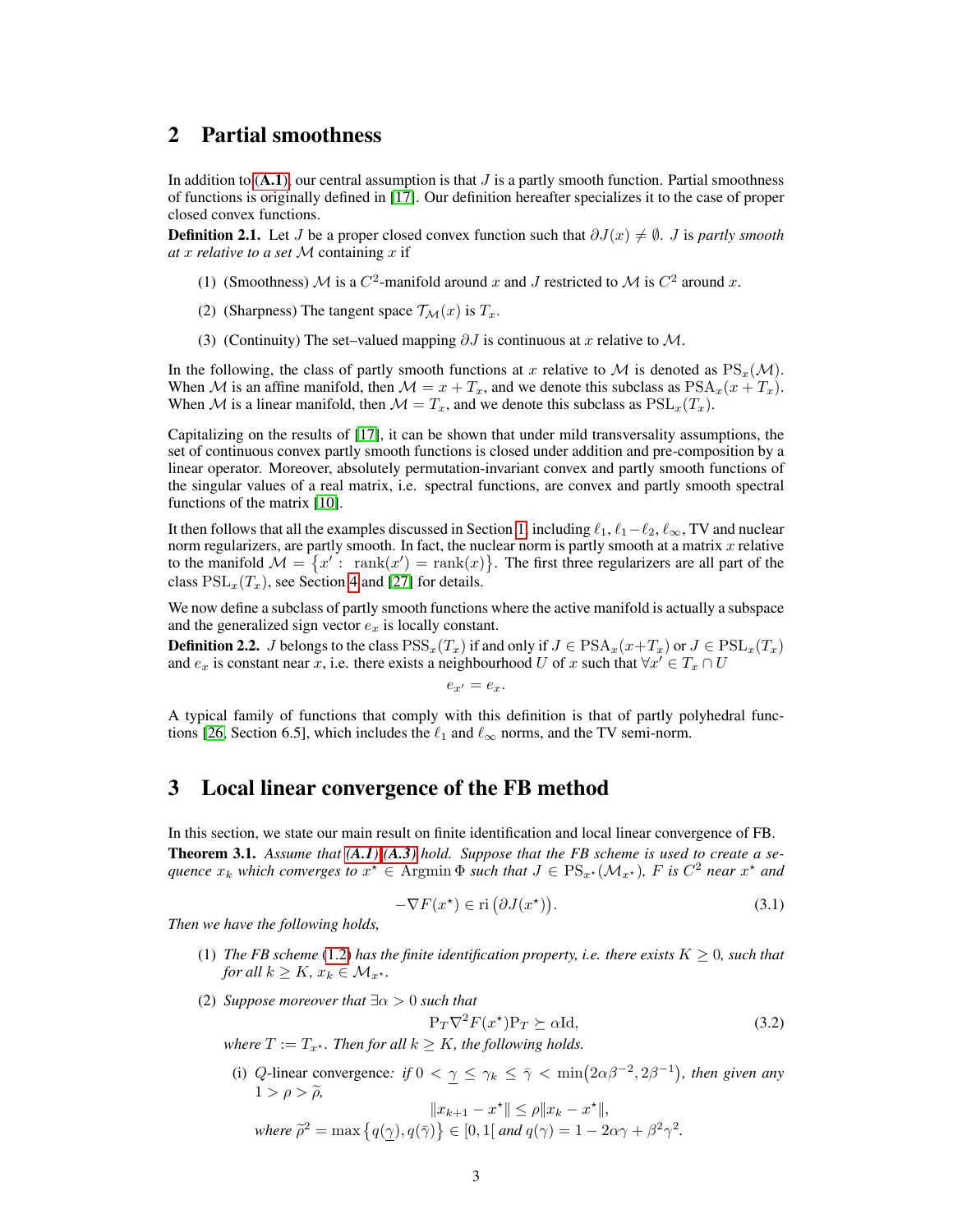## 2 Partial smoothness

In addition to **(A.1)**, our central assumption is that $J$ is a partly smooth function. Partial smoothness of functions is originally defined in [17]. Our definition hereafter specializes it to the case of proper closed convex functions.

**Definition 2.1.** Let $J$ be a proper closed convex function such that $\partial J(x) \neq \emptyset$. $J$ is *partly smooth at $x$ relative to a set $\mathcal{M}$* containing $x$ if

(1) (Smoothness) $\mathcal{M}$ is a $C^2$-manifold around $x$ and $J$ restricted to $\mathcal{M}$ is $C^2$ around $x$.

(2) (Sharpness) The tangent space $\mathcal{T}_{\mathcal{M}}(x)$ is $T_x$.

(3) (Continuity) The set–valued mapping $\partial J$ is continuous at $x$ relative to $\mathcal{M}$.

In the following, the class of partly smooth functions at $x$ relative to $\mathcal{M}$ is denoted as $\mathrm{PS}_x(\mathcal{M})$. When $\mathcal{M}$ is an affine manifold, then $\mathcal{M} = x + T_x$, and we denote this subclass as $\mathrm{PSA}_x(x + T_x)$. When $\mathcal{M}$ is a linear manifold, then $\mathcal{M} = T_x$, and we denote this subclass as $\mathrm{PSL}_x(T_x)$.

Capitalizing on the results of [17], it can be shown that under mild transversality assumptions, the set of continuous convex partly smooth functions is closed under addition and pre-composition by a linear operator. Moreover, absolutely permutation-invariant convex and partly smooth functions of the singular values of a real matrix, i.e. spectral functions, are convex and partly smooth spectral functions of the matrix [10].

It then follows that all the examples discussed in Section 1, including $\ell_1$, $\ell_1 - \ell_2$, $\ell_\infty$, TV and nuclear norm regularizers, are partly smooth. In fact, the nuclear norm is partly smooth at a matrix $x$ relative to the manifold $\mathcal{M} = \{x' : \ \mathrm{rank}(x') = \mathrm{rank}(x)\}$. The first three regularizers are all part of the class $\mathrm{PSL}_x(T_x)$, see Section 4 and [27] for details.

We now define a subclass of partly smooth functions where the active manifold is actually a subspace and the generalized sign vector $e_x$ is locally constant.

**Definition 2.2.** $J$ belongs to the class $\mathrm{PSS}_x(T_x)$ if and only if $J \in \mathrm{PSA}_x(x+T_x)$ or $J \in \mathrm{PSL}_x(T_x)$ and $e_x$ is constant near $x$, i.e. there exists a neighbourhood $U$ of $x$ such that $\forall x' \in T_x \cap U$

$$e_{x'} = e_x.$$

A typical family of functions that comply with this definition is that of partly polyhedral functions [26, Section 6.5], which includes the $\ell_1$ and $\ell_\infty$ norms, and the TV semi-norm.

## 3 Local linear convergence of the FB method

In this section, we state our main result on finite identification and local linear convergence of FB.

**Theorem 3.1.** *Assume that **(A.1)**-**(A.3)** hold. Suppose that the FB scheme is used to create a sequence $x_k$ which converges to $x^\star \in \mathrm{Argmin}\,\Phi$ such that $J \in \mathrm{PS}_{x^\star}(\mathcal{M}_{x^\star})$, $F$ is $C^2$ near $x^\star$ and*

$$-\nabla F(x^\star) \in \mathrm{ri}\big(\partial J(x^\star)\big). \tag{3.1}$$

*Then we have the following holds,*

(1) *The FB scheme (1.2) has the finite identification property, i.e. there exists $K \geq 0$, such that for all $k \geq K$, $x_k \in \mathcal{M}_{x^\star}$.*

(2) *Suppose moreover that $\exists \alpha > 0$ such that*

$$\mathrm{P}_T \nabla^2 F(x^\star) \mathrm{P}_T \succeq \alpha \mathrm{Id}, \tag{3.2}$$

*where $T := T_{x^\star}$. Then for all $k \geq K$, the following holds.*

(i) *$Q$-linear convergence: if $0 < \underline{\gamma} \leq \gamma_k \leq \bar{\gamma} < \min\big(2\alpha\beta^{-2}, 2\beta^{-1}\big)$, then given any $1 > \rho > \widetilde{\rho}$,*

$$\|x_{k+1} - x^\star\| \leq \rho \|x_k - x^\star\|,$$

*where $\widetilde{\rho}^2 = \max\big\{q(\underline{\gamma}), q(\bar{\gamma})\big\} \in [0, 1[$ and $q(\gamma) = 1 - 2\alpha\gamma + \beta^2\gamma^2$.*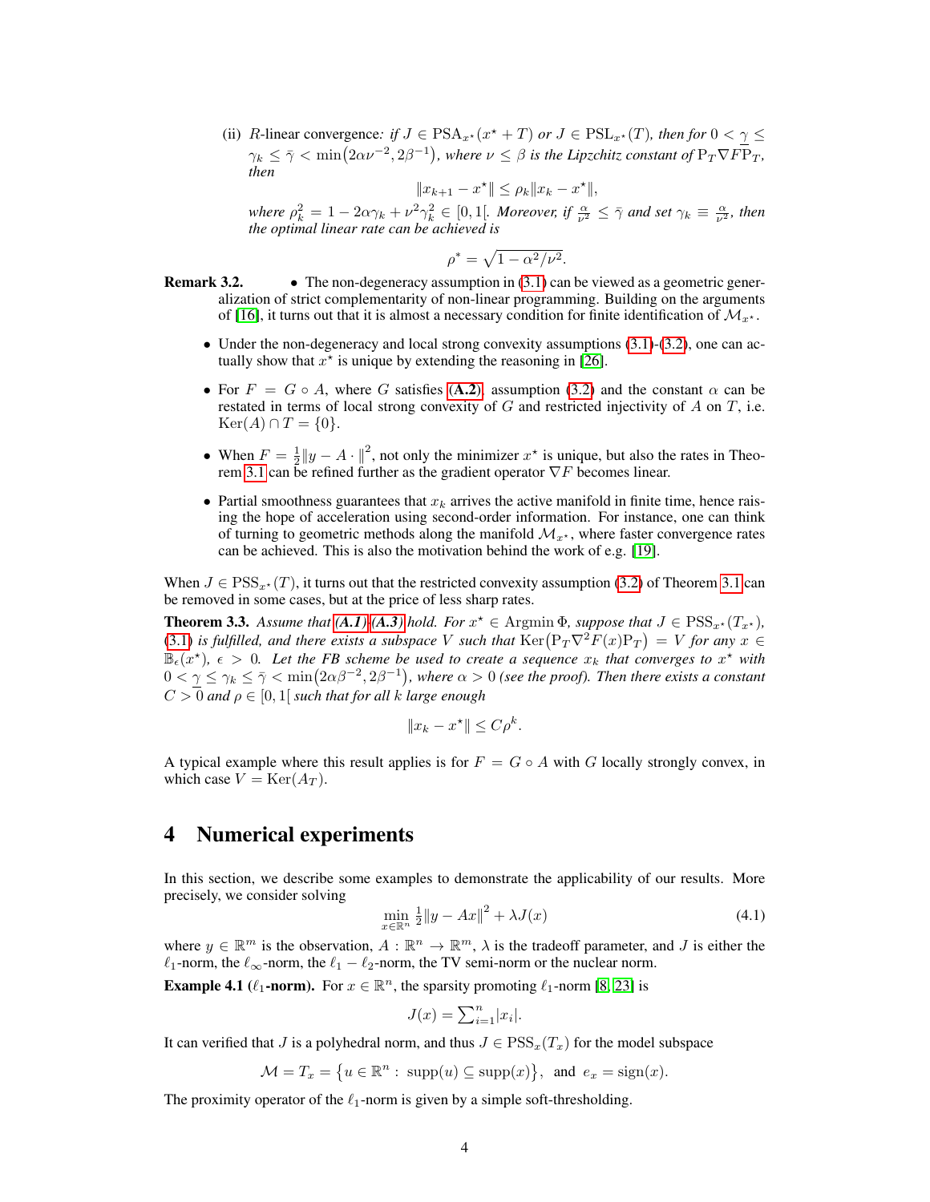(ii) *$R$-linear convergence: if $J \in \mathrm{PSA}_{x^\star}(x^\star + T)$ or $J \in \mathrm{PSL}_{x^\star}(T)$, then for $0 < \underline{\gamma} \leq \gamma_k \leq \bar{\gamma} < \min\big(2\alpha\nu^{-2}, 2\beta^{-1}\big)$, where $\nu \leq \beta$ is the Lipzchitz constant of $\mathrm{P}_T \nabla F \mathrm{P}_T$, then*

$$\|x_{k+1} - x^\star\| \leq \rho_k \|x_k - x^\star\|,$$

*where $\rho_k^2 = 1 - 2\alpha\gamma_k + \nu^2\gamma_k^2 \in [0, 1[$. Moreover, if $\frac{\alpha}{\nu^2} \leq \bar{\gamma}$ and set $\gamma_k \equiv \frac{\alpha}{\nu^2}$, then the optimal linear rate can be achieved is*

$$\rho^* = \sqrt{1 - \alpha^2/\nu^2}.$$

**Remark 3.2.**

- The non-degeneracy assumption in (3.1) can be viewed as a geometric generalization of strict complementarity of non-linear programming. Building on the arguments of [16], it turns out that it is almost a necessary condition for finite identification of $\mathcal{M}_{x^\star}$.
- Under the non-degeneracy and local strong convexity assumptions (3.1)-(3.2), one can actually show that $x^\star$ is unique by extending the reasoning in [26].
- For $F = G \circ A$, where $G$ satisfies **(A.2)**, assumption (3.2) and the constant $\alpha$ can be restated in terms of local strong convexity of $G$ and restricted injectivity of $A$ on $T$, i.e. $\mathrm{Ker}(A) \cap T = \{0\}$.
- When $F = \frac{1}{2}\|y - A\cdot\|^2$, not only the minimizer $x^\star$ is unique, but also the rates in Theorem 3.1 can be refined further as the gradient operator $\nabla F$ becomes linear.
- Partial smoothness guarantees that $x_k$ arrives the active manifold in finite time, hence raising the hope of acceleration using second-order information. For instance, one can think of turning to geometric methods along the manifold $\mathcal{M}_{x^\star}$, where faster convergence rates can be achieved. This is also the motivation behind the work of e.g. [19].

When $J \in \mathrm{PSS}_{x^\star}(T)$, it turns out that the restricted convexity assumption (3.2) of Theorem 3.1 can be removed in some cases, but at the price of less sharp rates.

**Theorem 3.3.** *Assume that **(A.1)**-**(A.3)** hold. For $x^\star \in \mathrm{Argmin}\,\Phi$, suppose that $J \in \mathrm{PSS}_{x^\star}(T_{x^\star})$, (3.1) is fulfilled, and there exists a subspace $V$ such that $\mathrm{Ker}\big(\mathrm{P}_T \nabla^2 F(x) \mathrm{P}_T\big) = V$ for any $x \in \mathbb{B}_\epsilon(x^\star)$, $\epsilon > 0$. Let the FB scheme be used to create a sequence $x_k$ that converges to $x^\star$ with $0 < \underline{\gamma} \leq \gamma_k \leq \bar{\gamma} < \min\big(2\alpha\beta^{-2}, 2\beta^{-1}\big)$, where $\alpha > 0$ (see the proof). Then there exists a constant $C > 0$ and $\rho \in [0, 1[$ such that for all $k$ large enough*

$$\|x_k - x^\star\| \leq C\rho^k.$$

A typical example where this result applies is for $F = G \circ A$ with $G$ locally strongly convex, in which case $V = \mathrm{Ker}(A_T)$.

# 4 Numerical experiments

In this section, we describe some examples to demonstrate the applicability of our results. More precisely, we consider solving

$$\min_{x \in \mathbb{R}^n} \tfrac{1}{2}\|y - Ax\|^2 + \lambda J(x) \tag{4.1}$$

where $y \in \mathbb{R}^m$ is the observation, $A : \mathbb{R}^n \to \mathbb{R}^m$, $\lambda$ is the tradeoff parameter, and $J$ is either the $\ell_1$-norm, the $\ell_\infty$-norm, the $\ell_1 - \ell_2$-norm, the TV semi-norm or the nuclear norm.

**Example 4.1 ($\ell_1$-norm).** For $x \in \mathbb{R}^n$, the sparsity promoting $\ell_1$-norm [8, 23] is

$$J(x) = \textstyle\sum_{i=1}^n |x_i|.$$

It can verified that $J$ is a polyhedral norm, and thus $J \in \mathrm{PSS}_x(T_x)$ for the model subspace

$$\mathcal{M} = T_x = \big\{u \in \mathbb{R}^n : \ \mathrm{supp}(u) \subseteq \mathrm{supp}(x)\big\}, \ \text{ and } \ e_x = \mathrm{sign}(x).$$

The proximity operator of the $\ell_1$-norm is given by a simple soft-thresholding.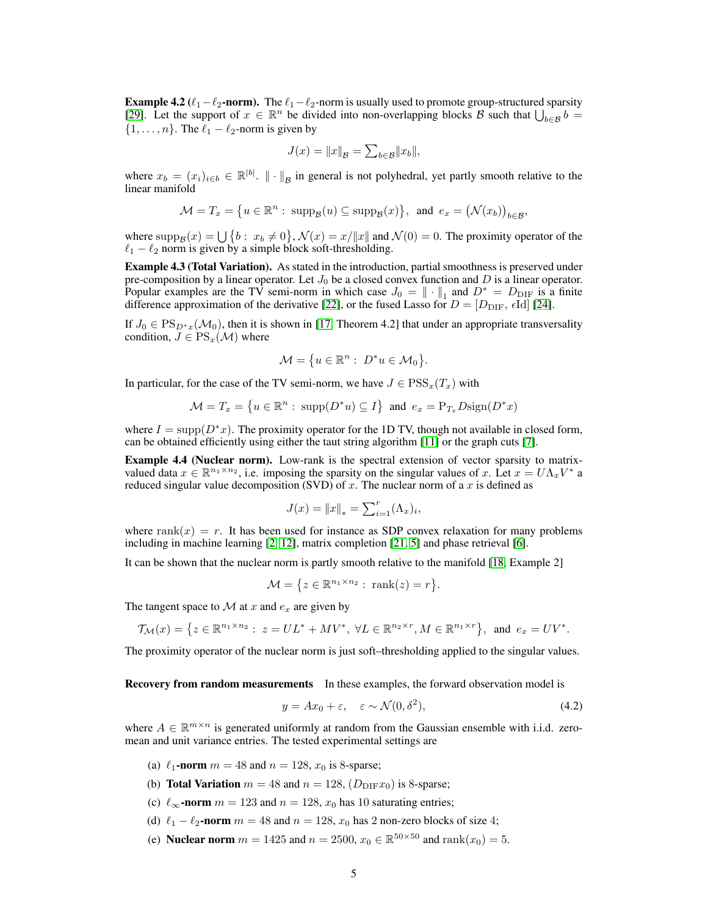**Example 4.2 ($\ell_1-\ell_2$-norm).** The $\ell_1-\ell_2$-norm is usually used to promote group-structured sparsity [29]. Let the support of $x \in \mathbb{R}^n$ be divided into non-overlapping blocks $\mathcal{B}$ such that $\bigcup_{b\in\mathcal{B}} b = \{1,\ldots,n\}$. The $\ell_1 - \ell_2$-norm is given by

$$J(x) = \|x\|_{\mathcal{B}} = \textstyle\sum_{b\in\mathcal{B}} \|x_b\|,$$

where $x_b = (x_i)_{i\in b} \in \mathbb{R}^{|b|}$. $\|\cdot\|_{\mathcal{B}}$ in general is not polyhedral, yet partly smooth relative to the linear manifold

$$\mathcal{M} = T_x = \big\{u \in \mathbb{R}^n : \ \mathrm{supp}_{\mathcal{B}}(u) \subseteq \mathrm{supp}_{\mathcal{B}}(x)\big\}, \ \text{ and } \ e_x = \big(\mathcal{N}(x_b)\big)_{b\in\mathcal{B}},$$

where $\mathrm{supp}_{\mathcal{B}}(x) = \bigcup\big\{b : \ x_b \neq 0\big\}$, $\mathcal{N}(x) = x/\|x\|$ and $\mathcal{N}(0) = 0$. The proximity operator of the $\ell_1 - \ell_2$ norm is given by a simple block soft-thresholding.

**Example 4.3 (Total Variation).** As stated in the introduction, partial smoothness is preserved under pre-composition by a linear operator. Let $J_0$ be a closed convex function and $D$ is a linear operator. Popular examples are the TV semi-norm in which case $J_0 = \|\cdot\|_1$ and $D^* = D_{\mathrm{DIF}}$ is a finite difference approximation of the derivative [22], or the fused Lasso for $D = [D_{\mathrm{DIF}}, \ \epsilon\mathrm{Id}]$ [24].

If $J_0 \in \mathrm{PS}_{D^*x}(\mathcal{M}_0)$, then it is shown in [17, Theorem 4.2] that under an appropriate transversality condition, $J \in \mathrm{PS}_x(\mathcal{M})$ where

$$\mathcal{M} = \big\{u \in \mathbb{R}^n : \ D^*u \in \mathcal{M}_0\big\}.$$

In particular, for the case of the TV semi-norm, we have $J \in \mathrm{PSS}_x(T_x)$ with

$$\mathcal{M} = T_x = \big\{u \in \mathbb{R}^n : \ \mathrm{supp}(D^*u) \subseteq I\big\} \ \text{ and } \ e_x = \mathrm{P}_{T_x} D\,\mathrm{sign}(D^*x)$$

where $I = \mathrm{supp}(D^*x)$. The proximity operator for the 1D TV, though not available in closed form, can be obtained efficiently using either the taut string algorithm [11] or the graph cuts [7].

**Example 4.4 (Nuclear norm).** Low-rank is the spectral extension of vector sparsity to matrix-valued data $x \in \mathbb{R}^{n_1\times n_2}$, i.e. imposing the sparsity on the singular values of $x$. Let $x = U\Lambda_x V^*$ a reduced singular value decomposition (SVD) of $x$. The nuclear norm of a $x$ is defined as

$$J(x) = \|x\|_* = \textstyle\sum_{i=1}^r (\Lambda_x)_i,$$

where $\mathrm{rank}(x) = r$. It has been used for instance as SDP convex relaxation for many problems including in machine learning [2, 12], matrix completion [21, 5] and phase retrieval [6].

It can be shown that the nuclear norm is partly smooth relative to the manifold [18, Example 2]

$$\mathcal{M} = \big\{z \in \mathbb{R}^{n_1\times n_2} : \ \mathrm{rank}(z) = r\big\}.$$

The tangent space to $\mathcal{M}$ at $x$ and $e_x$ are given by

$$\mathcal{T}_{\mathcal{M}}(x) = \big\{z \in \mathbb{R}^{n_1\times n_2} : \ z = UL^* + MV^*, \ \forall L \in \mathbb{R}^{n_2\times r}, M \in \mathbb{R}^{n_1\times r}\big\}, \ \text{ and } \ e_x = UV^*.$$

The proximity operator of the nuclear norm is just soft–thresholding applied to the singular values.

**Recovery from random measurements** In these examples, the forward observation model is

$$y = Ax_0 + \varepsilon, \quad \varepsilon \sim \mathcal{N}(0, \delta^2), \tag{4.2}$$

where $A \in \mathbb{R}^{m\times n}$ is generated uniformly at random from the Gaussian ensemble with i.i.d. zero-mean and unit variance entries. The tested experimental settings are

(a) $\ell_1$**-norm** $m = 48$ and $n = 128$, $x_0$ is 8-sparse;

(b) **Total Variation** $m = 48$ and $n = 128$, $(D_{\mathrm{DIF}} x_0)$ is 8-sparse;

(c) $\ell_\infty$**-norm** $m = 123$ and $n = 128$, $x_0$ has 10 saturating entries;

(d) $\ell_1 - \ell_2$**-norm** $m = 48$ and $n = 128$, $x_0$ has 2 non-zero blocks of size 4;

(e) **Nuclear norm** $m = 1425$ and $n = 2500$, $x_0 \in \mathbb{R}^{50\times 50}$ and $\mathrm{rank}(x_0) = 5$.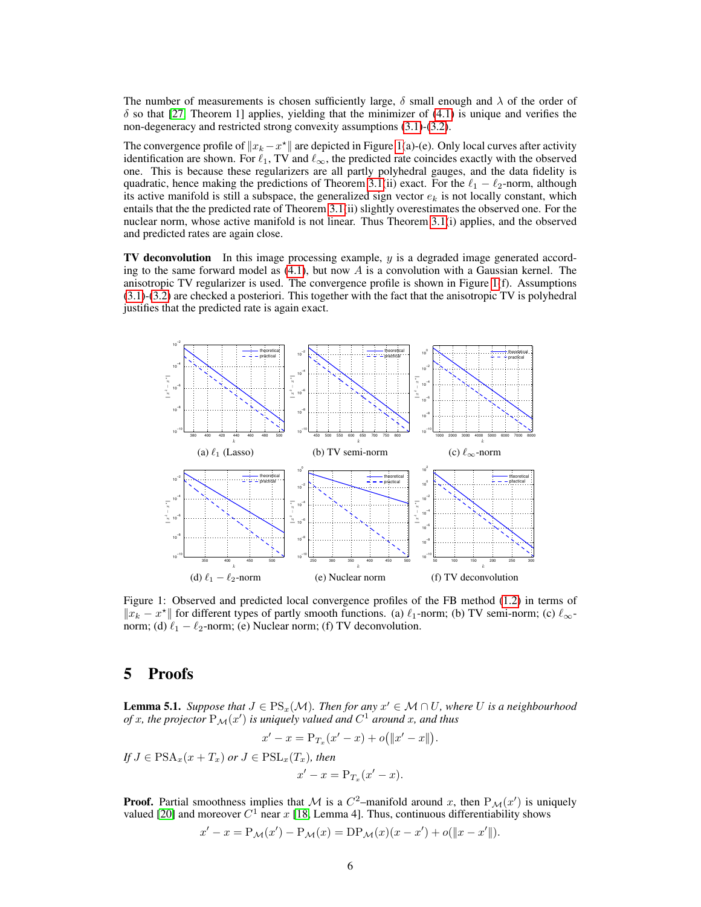The number of measurements is chosen sufficiently large, $\delta$ small enough and $\lambda$ of the order of $\delta$ so that [27, Theorem 1] applies, yielding that the minimizer of (4.1) is unique and verifies the non-degeneracy and restricted strong convexity assumptions (3.1)-(3.2).

The convergence profile of $\|x_k - x^\star\|$ are depicted in Figure 1(a)-(e). Only local curves after activity identification are shown. For $\ell_1$, TV and $\ell_\infty$, the predicted rate coincides exactly with the observed one. This is because these regularizers are all partly polyhedral gauges, and the data fidelity is quadratic, hence making the predictions of Theorem 3.1(ii) exact. For the $\ell_1 - \ell_2$-norm, although its active manifold is still a subspace, the generalized sign vector $e_k$ is not locally constant, which entails that the the predicted rate of Theorem 3.1(ii) slightly overestimates the observed one. For the nuclear norm, whose active manifold is not linear. Thus Theorem 3.1(i) applies, and the observed and predicted rates are again close.

**TV deconvolution** In this image processing example, $y$ is a degraded image generated according to the same forward model as (4.1), but now $A$ is a convolution with a Gaussian kernel. The anisotropic TV regularizer is used. The convergence profile is shown in Figure 1(f). Assumptions (3.1)-(3.2) are checked a posteriori. This together with the fact that the anisotropic TV is polyhedral justifies that the predicted rate is again exact.

(a) $\ell_1$ (Lasso) (b) TV semi-norm (c) $\ell_\infty$-norm

(d) $\ell_1 - \ell_2$-norm (e) Nuclear norm (f) TV deconvolution

Figure 1: Observed and predicted local convergence profiles of the FB method (1.2) in terms of $\|x_k - x^\star\|$ for different types of partly smooth functions. (a) $\ell_1$-norm; (b) TV semi-norm; (c) $\ell_\infty$-norm; (d) $\ell_1 - \ell_2$-norm; (e) Nuclear norm; (f) TV deconvolution.

# 5 Proofs

**Lemma 5.1.** *Suppose that $J \in \mathrm{PS}_x(\mathcal{M})$. Then for any $x' \in \mathcal{M} \cap U$, where $U$ is a neighbourhood of $x$, the projector $\mathrm{P}_{\mathcal{M}}(x')$ is uniquely valued and $C^1$ around $x$, and thus*

$$x' - x = \mathrm{P}_{T_x}(x' - x) + o\big(\|x' - x\|\big).$$

*If $J \in \mathrm{PSA}_x(x + T_x)$ or $J \in \mathrm{PSL}_x(T_x)$, then*

$$x' - x = \mathrm{P}_{T_x}(x' - x).$$

**Proof.** Partial smoothness implies that $\mathcal{M}$ is a $C^2$–manifold around $x$, then $\mathrm{P}_{\mathcal{M}}(x')$ is uniquely valued [20] and moreover $C^1$ near $x$ [18, Lemma 4]. Thus, continuous differentiability shows

$$x' - x = \mathrm{P}_{\mathcal{M}}(x') - \mathrm{P}_{\mathcal{M}}(x) = \mathrm{D}\mathrm{P}_{\mathcal{M}}(x)(x - x') + o(\|x - x'\|).$$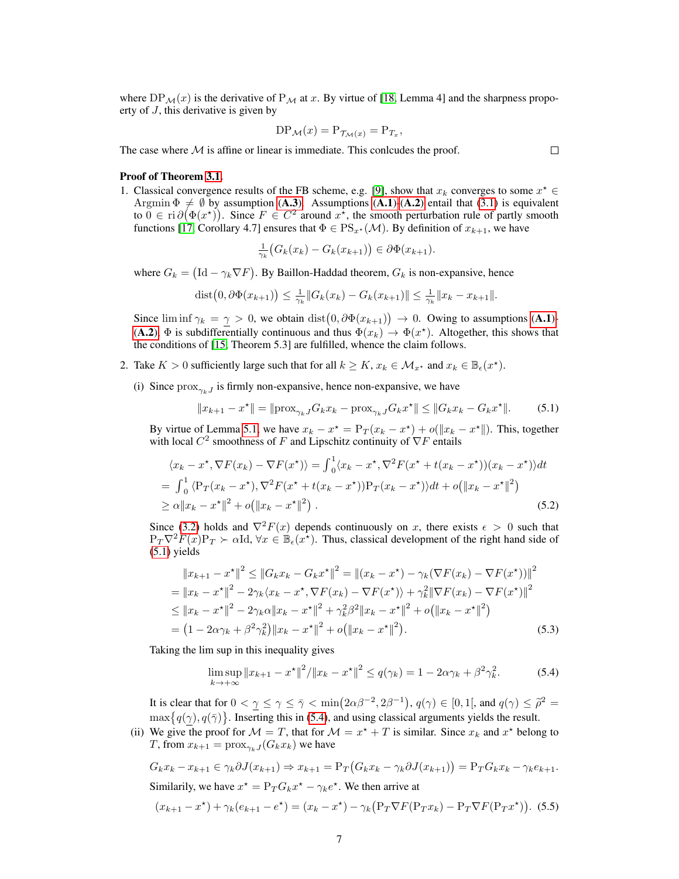where $\mathrm{DP}_{\mathcal{M}}(x)$ is the derivative of $\mathrm{P}_{\mathcal{M}}$ at $x$. By virtue of [18, Lemma 4] and the sharpness propoerty of $J$, this derivative is given by

$$\mathrm{DP}_{\mathcal{M}}(x) = \mathrm{P}_{\mathcal{T}_{\mathcal{M}}(x)} = \mathrm{P}_{T_x},$$

The case where $\mathcal{M}$ is affine or linear is immediate. This conlcudes the proof. $\square$

**Proof of Theorem 3.1.**

1. Classical convergence results of the FB scheme, e.g. [9], show that $x_k$ converges to some $x^\star \in \operatorname{Argmin} \Phi \neq \emptyset$ by assumption **(A.3)**. Assumptions **(A.1)**-**(A.2)** entail that (3.1) is equivalent to $0 \in \operatorname{ri} \partial\big(\Phi(x^\star)\big)$. Since $F \in C^2$ around $x^\star$, the smooth perturbation rule of partly smooth functions [17, Corollary 4.7] ensures that $\Phi \in \mathrm{PS}_{x^\star}(\mathcal{M})$. By definition of $x_{k+1}$, we have

$$\tfrac{1}{\gamma_k}\big(G_k(x_k) - G_k(x_{k+1})\big) \in \partial\Phi(x_{k+1}).$$

where $G_k = \big(\mathrm{Id} - \gamma_k \nabla F\big)$. By Baillon-Haddad theorem, $G_k$ is non-expansive, hence

$$\operatorname{dist}\big(0, \partial\Phi(x_{k+1})\big) \leq \tfrac{1}{\gamma_k}\|G_k(x_k) - G_k(x_{k+1})\| \leq \tfrac{1}{\gamma_k}\|x_k - x_{k+1}\|.$$

Since $\liminf \gamma_k = \underline{\gamma} > 0$, we obtain $\operatorname{dist}\big(0, \partial\Phi(x_{k+1})\big) \to 0$. Owing to assumptions **(A.1)**-**(A.2)**, $\Phi$ is subdifferentially continuous and thus $\Phi(x_k) \to \Phi(x^\star)$. Altogether, this shows that the conditions of [15, Theorem 5.3] are fulfilled, whence the claim follows.

2. Take $K > 0$ sufficiently large such that for all $k \geq K$, $x_k \in \mathcal{M}_{x^\star}$ and $x_k \in \mathbb{B}_\epsilon(x^\star)$.

   (i) Since $\operatorname{prox}_{\gamma_k J}$ is firmly non-expansive, hence non-expansive, we have

$$\|x_{k+1} - x^\star\| = \|\operatorname{prox}_{\gamma_k J} G_k x_k - \operatorname{prox}_{\gamma_k J} G_k x^\star\| \leq \|G_k x_k - G_k x^\star\|. \tag{5.1}$$

   By virtue of Lemma 5.1, we have $x_k - x^\star = \mathrm{P}_T(x_k - x^\star) + o(\|x_k - x^\star\|)$. This, together with local $C^2$ smoothness of $F$ and Lipschitz continuity of $\nabla F$ entails

$$\begin{aligned}
&\langle x_k - x^\star, \nabla F(x_k) - \nabla F(x^\star)\rangle = \textstyle\int_0^1 \langle x_k - x^\star, \nabla^2 F(x^\star + t(x_k - x^\star))(x_k - x^\star)\rangle dt \\
&= \textstyle\int_0^1 \langle \mathrm{P}_T(x_k - x^\star), \nabla^2 F(x^\star + t(x_k - x^\star))\mathrm{P}_T(x_k - x^\star)\rangle dt + o\big(\|x_k - x^\star\|^2\big) \\
&\geq \alpha\|x_k - x^\star\|^2 + o\big(\|x_k - x^\star\|^2\big)\ .
\end{aligned} \tag{5.2}$$

   Since (3.2) holds and $\nabla^2 F(x)$ depends continuously on $x$, there exists $\epsilon > 0$ such that $\mathrm{P}_T \nabla^2 F(x) \mathrm{P}_T \succ \alpha \mathrm{Id}$, $\forall x \in \mathbb{B}_\epsilon(x^\star)$. Thus, classical development of the right hand side of (5.1) yields

$$\begin{aligned}
&\|x_{k+1} - x^\star\|^2 \leq \|G_k x_k - G_k x^\star\|^2 = \|(x_k - x^\star) - \gamma_k(\nabla F(x_k) - \nabla F(x^\star))\|^2 \\
&= \|x_k - x^\star\|^2 - 2\gamma_k\langle x_k - x^\star, \nabla F(x_k) - \nabla F(x^\star)\rangle + \gamma_k^2\|\nabla F(x_k) - \nabla F(x^\star)\|^2 \\
&\leq \|x_k - x^\star\|^2 - 2\gamma_k\alpha\|x_k - x^\star\|^2 + \gamma_k^2\beta^2\|x_k - x^\star\|^2 + o\big(\|x_k - x^\star\|^2\big) \\
&= \big(1 - 2\alpha\gamma_k + \beta^2\gamma_k^2\big)\|x_k - x^\star\|^2 + o\big(\|x_k - x^\star\|^2\big).
\end{aligned} \tag{5.3}$$

   Taking the lim sup in this inequality gives

$$\limsup_{k \to +\infty} \|x_{k+1} - x^\star\|^2 / \|x_k - x^\star\|^2 \leq q(\gamma_k) = 1 - 2\alpha\gamma_k + \beta^2\gamma_k^2. \tag{5.4}$$

   It is clear that for $0 < \underline{\gamma} \leq \gamma \leq \bar{\gamma} < \min\big(2\alpha\beta^{-2}, 2\beta^{-1}\big)$, $q(\gamma) \in [0, 1[$, and $q(\gamma) \leq \widetilde{\rho}^2 = \max\big\{q(\underline{\gamma}), q(\bar{\gamma})\big\}$. Inserting this in (5.4), and using classical arguments yields the result.

   (ii) We give the proof for $\mathcal{M} = T$, that for $\mathcal{M} = x^\star + T$ is similar. Since $x_k$ and $x^\star$ belong to $T$, from $x_{k+1} = \operatorname{prox}_{\gamma_k J}(G_k x_k)$ we have

$$G_k x_k - x_{k+1} \in \gamma_k \partial J(x_{k+1}) \Rightarrow x_{k+1} = \mathrm{P}_T\big(G_k x_k - \gamma_k \partial J(x_{k+1})\big) = \mathrm{P}_T G_k x_k - \gamma_k e_{k+1}.$$

   Similarly, we have $x^\star = \mathrm{P}_T G_k x^\star - \gamma_k e^\star$. We then arrive at

$$(x_{k+1} - x^\star) + \gamma_k(e_{k+1} - e^\star) = (x_k - x^\star) - \gamma_k\big(\mathrm{P}_T \nabla F(\mathrm{P}_T x_k) - \mathrm{P}_T \nabla F(\mathrm{P}_T x^\star)\big). \tag{5.5}$$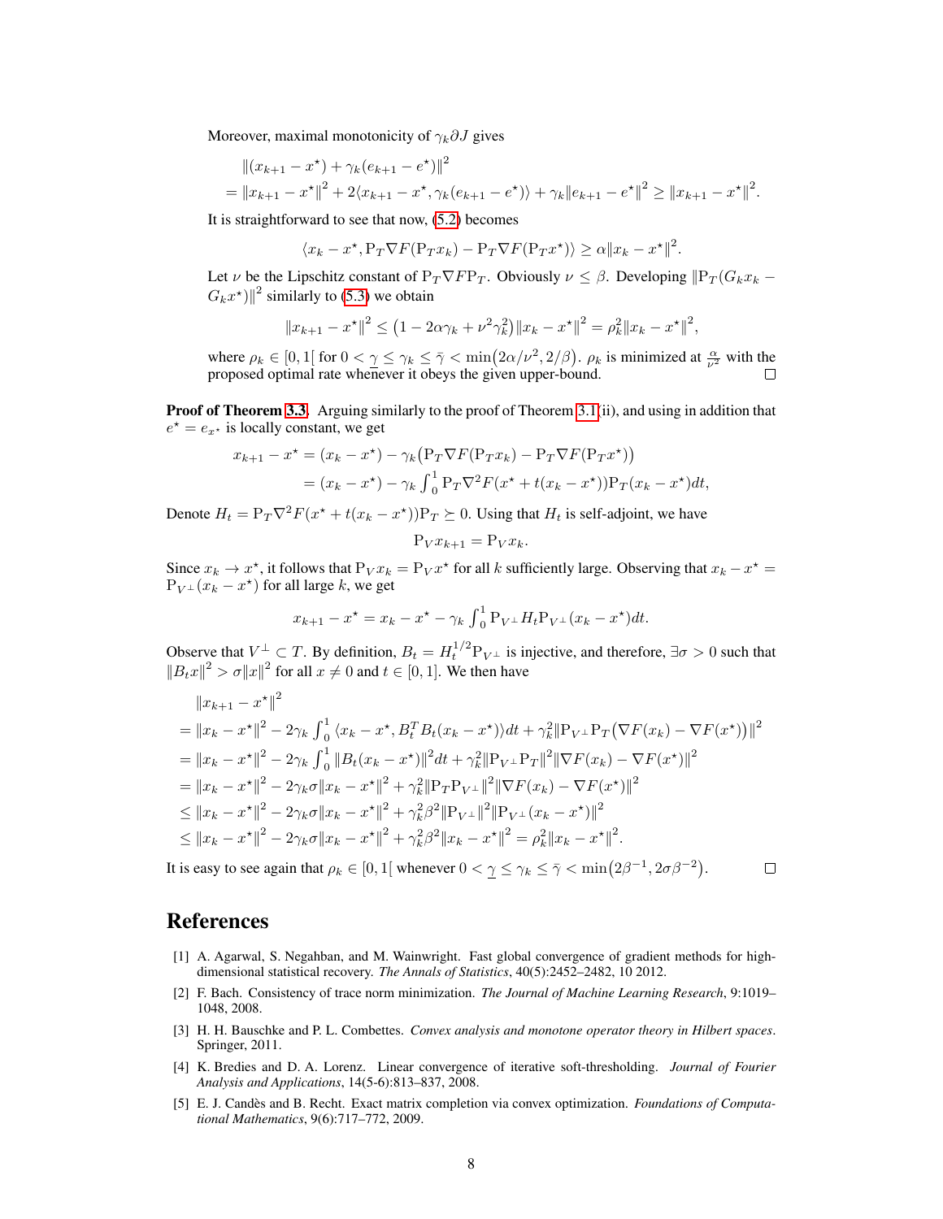Moreover, maximal monotonicity of $\gamma_k \partial J$ gives

$$
\begin{aligned}
&\|(x_{k+1} - x^\star) + \gamma_k(e_{k+1} - e^\star)\|^2 \\
&= \|x_{k+1} - x^\star\|^2 + 2\langle x_{k+1} - x^\star, \gamma_k(e_{k+1} - e^\star)\rangle + \gamma_k\|e_{k+1} - e^\star\|^2 \geq \|x_{k+1} - x^\star\|^2.
\end{aligned}
$$

It is straightforward to see that now, (5.2) becomes

$$
\langle x_k - x^\star, \mathrm{P}_T \nabla F(\mathrm{P}_T x_k) - \mathrm{P}_T \nabla F(\mathrm{P}_T x^\star)\rangle \geq \alpha \|x_k - x^\star\|^2.
$$

Let $\nu$ be the Lipschitz constant of $\mathrm{P}_T \nabla F \mathrm{P}_T$. Obviously $\nu \leq \beta$. Developing $\|\mathrm{P}_T(G_k x_k - G_k x^\star)\|^2$ similarly to (5.3) we obtain

$$
\|x_{k+1} - x^\star\|^2 \leq \left(1 - 2\alpha\gamma_k + \nu^2\gamma_k^2\right)\|x_k - x^\star\|^2 = \rho_k^2 \|x_k - x^\star\|^2,
$$

where $\rho_k \in [0, 1[$ for $0 < \underline{\gamma} \leq \gamma_k \leq \bar{\gamma} < \min\left(2\alpha/\nu^2, 2/\beta\right)$. $\rho_k$ is minimized at $\frac{\alpha}{\nu^2}$ with the proposed optimal rate whenever it obeys the given upper-bound. ∎

**Proof of Theorem 3.3.** Arguing similarly to the proof of Theorem 3.1(ii), and using in addition that $e^\star = e_{x^\star}$ is locally constant, we get

$$
\begin{aligned}
x_{k+1} - x^\star &= (x_k - x^\star) - \gamma_k\left(\mathrm{P}_T \nabla F(\mathrm{P}_T x_k) - \mathrm{P}_T \nabla F(\mathrm{P}_T x^\star)\right) \\
&= (x_k - x^\star) - \gamma_k \int_0^1 \mathrm{P}_T \nabla^2 F(x^\star + t(x_k - x^\star))\mathrm{P}_T(x_k - x^\star)dt,
\end{aligned}
$$

Denote $H_t = \mathrm{P}_T \nabla^2 F(x^\star + t(x_k - x^\star))\mathrm{P}_T \succeq 0$. Using that $H_t$ is self-adjoint, we have

$$
\mathrm{P}_V x_{k+1} = \mathrm{P}_V x_k.
$$

Since $x_k \to x^\star$, it follows that $\mathrm{P}_V x_k = \mathrm{P}_V x^\star$ for all $k$ sufficiently large. Observing that $x_k - x^\star = \mathrm{P}_{V^\perp}(x_k - x^\star)$ for all large $k$, we get

$$
x_{k+1} - x^\star = x_k - x^\star - \gamma_k \int_0^1 \mathrm{P}_{V^\perp} H_t \mathrm{P}_{V^\perp}(x_k - x^\star)dt.
$$

Observe that $V^\perp \subset T$. By definition, $B_t = H_t^{1/2}\mathrm{P}_{V^\perp}$ is injective, and therefore, $\exists \sigma > 0$ such that $\|B_t x\|^2 > \sigma\|x\|^2$ for all $x \neq 0$ and $t \in [0, 1]$. We then have

$$
\begin{aligned}
&\|x_{k+1} - x^\star\|^2 \\
&= \|x_k - x^\star\|^2 - 2\gamma_k \int_0^1 \langle x_k - x^\star, B_t^T B_t(x_k - x^\star)\rangle dt + \gamma_k^2 \|\mathrm{P}_{V^\perp}\mathrm{P}_T\left(\nabla F(x_k) - \nabla F(x^\star)\right)\|^2 \\
&= \|x_k - x^\star\|^2 - 2\gamma_k \int_0^1 \|B_t(x_k - x^\star)\|^2 dt + \gamma_k^2 \|\mathrm{P}_{V^\perp}\mathrm{P}_T\|^2 \|\nabla F(x_k) - \nabla F(x^\star)\|^2 \\
&= \|x_k - x^\star\|^2 - 2\gamma_k\sigma\|x_k - x^\star\|^2 + \gamma_k^2 \|\mathrm{P}_T \mathrm{P}_{V^\perp}\|^2 \|\nabla F(x_k) - \nabla F(x^\star)\|^2 \\
&\leq \|x_k - x^\star\|^2 - 2\gamma_k\sigma\|x_k - x^\star\|^2 + \gamma_k^2\beta^2 \|\mathrm{P}_{V^\perp}\|^2 \|\mathrm{P}_{V^\perp}(x_k - x^\star)\|^2 \\
&\leq \|x_k - x^\star\|^2 - 2\gamma_k\sigma\|x_k - x^\star\|^2 + \gamma_k^2\beta^2 \|x_k - x^\star\|^2 = \rho_k^2 \|x_k - x^\star\|^2.
\end{aligned}
$$

It is easy to see again that $\rho_k \in [0, 1[$ whenever $0 < \underline{\gamma} \leq \gamma_k \leq \bar{\gamma} < \min\left(2\beta^{-1}, 2\sigma\beta^{-2}\right)$. ∎

# References

[1] A. Agarwal, S. Negahban, and M. Wainwright. Fast global convergence of gradient methods for high-dimensional statistical recovery. *The Annals of Statistics*, 40(5):2452–2482, 10 2012.

[2] F. Bach. Consistency of trace norm minimization. *The Journal of Machine Learning Research*, 9:1019–1048, 2008.

[3] H. H. Bauschke and P. L. Combettes. *Convex analysis and monotone operator theory in Hilbert spaces*. Springer, 2011.

[4] K. Bredies and D. A. Lorenz. Linear convergence of iterative soft-thresholding. *Journal of Fourier Analysis and Applications*, 14(5-6):813–837, 2008.

[5] E. J. Candès and B. Recht. Exact matrix completion via convex optimization. *Foundations of Computational Mathematics*, 9(6):717–772, 2009.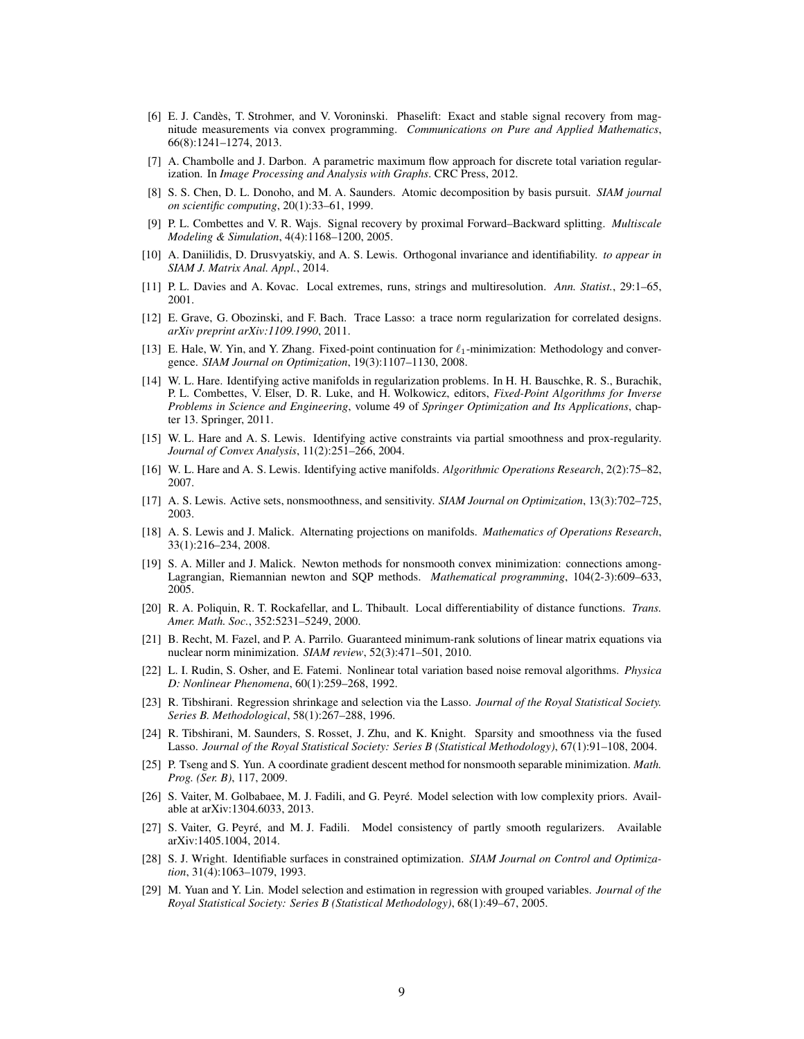[6] E. J. Candès, T. Strohmer, and V. Voroninski. Phaselift: Exact and stable signal recovery from magnitude measurements via convex programming. *Communications on Pure and Applied Mathematics*, 66(8):1241–1274, 2013.

[7] A. Chambolle and J. Darbon. A parametric maximum flow approach for discrete total variation regularization. In *Image Processing and Analysis with Graphs*. CRC Press, 2012.

[8] S. S. Chen, D. L. Donoho, and M. A. Saunders. Atomic decomposition by basis pursuit. *SIAM journal on scientific computing*, 20(1):33–61, 1999.

[9] P. L. Combettes and V. R. Wajs. Signal recovery by proximal Forward–Backward splitting. *Multiscale Modeling & Simulation*, 4(4):1168–1200, 2005.

[10] A. Daniilidis, D. Drusvyatskiy, and A. S. Lewis. Orthogonal invariance and identifiability. *to appear in SIAM J. Matrix Anal. Appl.*, 2014.

[11] P. L. Davies and A. Kovac. Local extremes, runs, strings and multiresolution. *Ann. Statist.*, 29:1–65, 2001.

[12] E. Grave, G. Obozinski, and F. Bach. Trace Lasso: a trace norm regularization for correlated designs. *arXiv preprint arXiv:1109.1990*, 2011.

[13] E. Hale, W. Yin, and Y. Zhang. Fixed-point continuation for $\ell_1$-minimization: Methodology and convergence. *SIAM Journal on Optimization*, 19(3):1107–1130, 2008.

[14] W. L. Hare. Identifying active manifolds in regularization problems. In H. H. Bauschke, R. S., Burachik, P. L. Combettes, V. Elser, D. R. Luke, and H. Wolkowicz, editors, *Fixed-Point Algorithms for Inverse Problems in Science and Engineering*, volume 49 of *Springer Optimization and Its Applications*, chapter 13. Springer, 2011.

[15] W. L. Hare and A. S. Lewis. Identifying active constraints via partial smoothness and prox-regularity. *Journal of Convex Analysis*, 11(2):251–266, 2004.

[16] W. L. Hare and A. S. Lewis. Identifying active manifolds. *Algorithmic Operations Research*, 2(2):75–82, 2007.

[17] A. S. Lewis. Active sets, nonsmoothness, and sensitivity. *SIAM Journal on Optimization*, 13(3):702–725, 2003.

[18] A. S. Lewis and J. Malick. Alternating projections on manifolds. *Mathematics of Operations Research*, 33(1):216–234, 2008.

[19] S. A. Miller and J. Malick. Newton methods for nonsmooth convex minimization: connections among-Lagrangian, Riemannian newton and SQP methods. *Mathematical programming*, 104(2-3):609–633, 2005.

[20] R. A. Poliquin, R. T. Rockafellar, and L. Thibault. Local differentiability of distance functions. *Trans. Amer. Math. Soc.*, 352:5231–5249, 2000.

[21] B. Recht, M. Fazel, and P. A. Parrilo. Guaranteed minimum-rank solutions of linear matrix equations via nuclear norm minimization. *SIAM review*, 52(3):471–501, 2010.

[22] L. I. Rudin, S. Osher, and E. Fatemi. Nonlinear total variation based noise removal algorithms. *Physica D: Nonlinear Phenomena*, 60(1):259–268, 1992.

[23] R. Tibshirani. Regression shrinkage and selection via the Lasso. *Journal of the Royal Statistical Society. Series B. Methodological*, 58(1):267–288, 1996.

[24] R. Tibshirani, M. Saunders, S. Rosset, J. Zhu, and K. Knight. Sparsity and smoothness via the fused Lasso. *Journal of the Royal Statistical Society: Series B (Statistical Methodology)*, 67(1):91–108, 2004.

[25] P. Tseng and S. Yun. A coordinate gradient descent method for nonsmooth separable minimization. *Math. Prog. (Ser. B)*, 117, 2009.

[26] S. Vaiter, M. Golbabaee, M. J. Fadili, and G. Peyré. Model selection with low complexity priors. Available at arXiv:1304.6033, 2013.

[27] S. Vaiter, G. Peyré, and M. J. Fadili. Model consistency of partly smooth regularizers. Available arXiv:1405.1004, 2014.

[28] S. J. Wright. Identifiable surfaces in constrained optimization. *SIAM Journal on Control and Optimization*, 31(4):1063–1079, 1993.

[29] M. Yuan and Y. Lin. Model selection and estimation in regression with grouped variables. *Journal of the Royal Statistical Society: Series B (Statistical Methodology)*, 68(1):49–67, 2005.